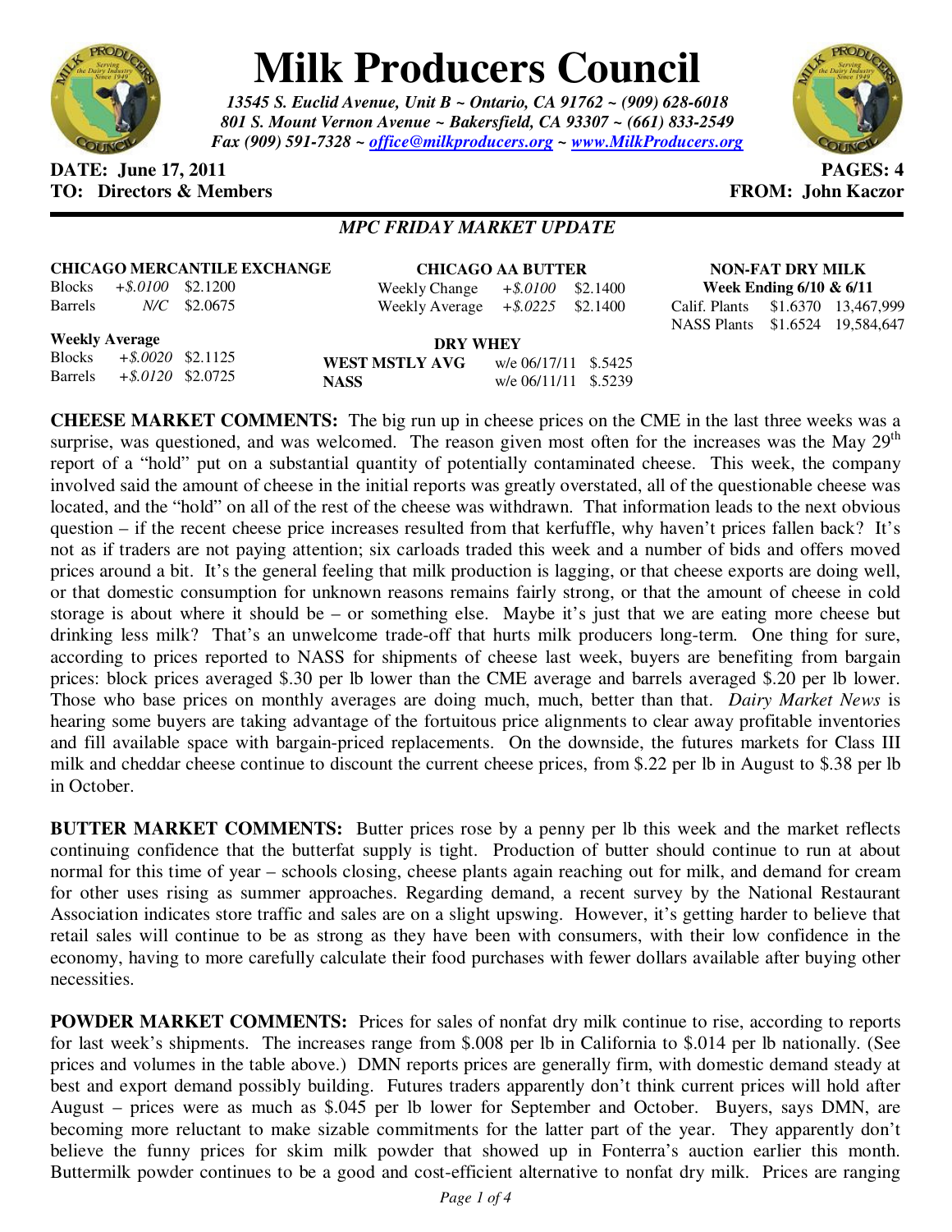# Milk Producers Council

*13545 S. Euclid Avenue, Unit B ~ Ontario, CA 91762 ~ (909) 628-6018*
*801 S. Mount Vernon Avenue ~ Bakersfield, CA 93307 ~ (661) 833-2549*
*Fax (909) 591-7328 ~ office@milkproducers.org ~ www.MilkProducers.org*

**DATE: June 17, 2011** **PAGES: 4**
**TO: Directors & Members** **FROM: John Kaczor**

## *MPC FRIDAY MARKET UPDATE*

**CHICAGO MERCANTILE EXCHANGE**

| | | |
|---|---|---|
| Blocks | *+$.0100* | $2.1200 |
| Barrels | *N/C* | $2.0675 |

**Weekly Average**

| | | |
|---|---|---|
| Blocks | *+$.0020* | $2.1125 |
| Barrels | *+$.0120* | $2.0725 |

**CHICAGO AA BUTTER**

| | | |
|---|---|---|
| Weekly Change | *+$.0100* | $2.1400 |
| Weekly Average | *+$.0225* | $2.1400 |

**DRY WHEY**

| | | |
|---|---|---|
| **WEST MSTLY AVG** | w/e 06/17/11 | $.5425 |
| **NASS** | w/e 06/11/11 | $.5239 |

**NON-FAT DRY MILK**
**Week Ending 6/10 & 6/11**

| | | |
|---|---|---|
| Calif. Plants | $1.6370 | 13,467,999 |
| NASS Plants | $1.6524 | 19,584,647 |

**CHEESE MARKET COMMENTS:** The big run up in cheese prices on the CME in the last three weeks was a surprise, was questioned, and was welcomed. The reason given most often for the increases was the May 29th report of a "hold" put on a substantial quantity of potentially contaminated cheese. This week, the company involved said the amount of cheese in the initial reports was greatly overstated, all of the questionable cheese was located, and the "hold" on all of the rest of the cheese was withdrawn. That information leads to the next obvious question – if the recent cheese price increases resulted from that kerfuffle, why haven't prices fallen back? It's not as if traders are not paying attention; six carloads traded this week and a number of bids and offers moved prices around a bit. It's the general feeling that milk production is lagging, or that cheese exports are doing well, or that domestic consumption for unknown reasons remains fairly strong, or that the amount of cheese in cold storage is about where it should be – or something else. Maybe it's just that we are eating more cheese but drinking less milk? That's an unwelcome trade-off that hurts milk producers long-term. One thing for sure, according to prices reported to NASS for shipments of cheese last week, buyers are benefiting from bargain prices: block prices averaged $.30 per lb lower than the CME average and barrels averaged $.20 per lb lower. Those who base prices on monthly averages are doing much, much, better than that. *Dairy Market News* is hearing some buyers are taking advantage of the fortuitous price alignments to clear away profitable inventories and fill available space with bargain-priced replacements. On the downside, the futures markets for Class III milk and cheddar cheese continue to discount the current cheese prices, from $.22 per lb in August to $.38 per lb in October.

**BUTTER MARKET COMMENTS:** Butter prices rose by a penny per lb this week and the market reflects continuing confidence that the butterfat supply is tight. Production of butter should continue to run at about normal for this time of year – schools closing, cheese plants again reaching out for milk, and demand for cream for other uses rising as summer approaches. Regarding demand, a recent survey by the National Restaurant Association indicates store traffic and sales are on a slight upswing. However, it's getting harder to believe that retail sales will continue to be as strong as they have been with consumers, with their low confidence in the economy, having to more carefully calculate their food purchases with fewer dollars available after buying other necessities.

**POWDER MARKET COMMENTS:** Prices for sales of nonfat dry milk continue to rise, according to reports for last week's shipments. The increases range from $.008 per lb in California to $.014 per lb nationally. (See prices and volumes in the table above.) DMN reports prices are generally firm, with domestic demand steady at best and export demand possibly building. Futures traders apparently don't think current prices will hold after August – prices were as much as $.045 per lb lower for September and October. Buyers, says DMN, are becoming more reluctant to make sizable commitments for the latter part of the year. They apparently don't believe the funny prices for skim milk powder that showed up in Fonterra's auction earlier this month. Buttermilk powder continues to be a good and cost-efficient alternative to nonfat dry milk. Prices are ranging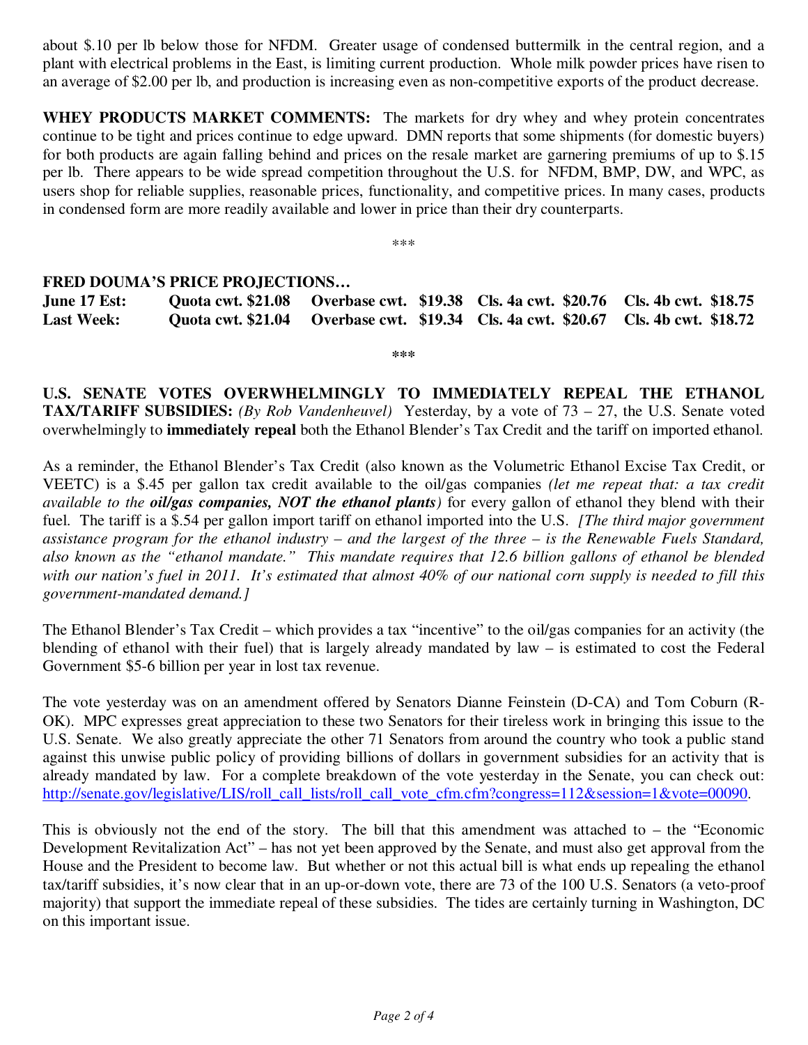about $.10 per lb below those for NFDM. Greater usage of condensed buttermilk in the central region, and a plant with electrical problems in the East, is limiting current production. Whole milk powder prices have risen to an average of $2.00 per lb, and production is increasing even as non-competitive exports of the product decrease.

**WHEY PRODUCTS MARKET COMMENTS:** The markets for dry whey and whey protein concentrates continue to be tight and prices continue to edge upward. DMN reports that some shipments (for domestic buyers) for both products are again falling behind and prices on the resale market are garnering premiums of up to $.15 per lb. There appears to be wide spread competition throughout the U.S. for NFDM, BMP, DW, and WPC, as users shop for reliable supplies, reasonable prices, functionality, and competitive prices. In many cases, products in condensed form are more readily available and lower in price than their dry counterparts.

\*\*\*

**FRED DOUMA'S PRICE PROJECTIONS…**

| | | | | |
|---|---|---|---|---|
| **June 17 Est:** | **Quota cwt. $21.08** | **Overbase cwt. $19.38** | **Cls. 4a cwt. $20.76** | **Cls. 4b cwt. $18.75** |
| **Last Week:** | **Quota cwt. $21.04** | **Overbase cwt. $19.34** | **Cls. 4a cwt. $20.67** | **Cls. 4b cwt. $18.72** |

\*\*\*

**U.S. SENATE VOTES OVERWHELMINGLY TO IMMEDIATELY REPEAL THE ETHANOL TAX/TARIFF SUBSIDIES:** *(By Rob Vandenheuvel)* Yesterday, by a vote of 73 – 27, the U.S. Senate voted overwhelmingly to **immediately repeal** both the Ethanol Blender's Tax Credit and the tariff on imported ethanol.

As a reminder, the Ethanol Blender's Tax Credit (also known as the Volumetric Ethanol Excise Tax Credit, or VEETC) is a $.45 per gallon tax credit available to the oil/gas companies *(let me repeat that: a tax credit available to the **oil/gas companies, NOT the ethanol plants**)* for every gallon of ethanol they blend with their fuel. The tariff is a $.54 per gallon import tariff on ethanol imported into the U.S. *[The third major government assistance program for the ethanol industry – and the largest of the three – is the Renewable Fuels Standard, also known as the "ethanol mandate." This mandate requires that 12.6 billion gallons of ethanol be blended with our nation's fuel in 2011. It's estimated that almost 40% of our national corn supply is needed to fill this government-mandated demand.]*

The Ethanol Blender's Tax Credit – which provides a tax "incentive" to the oil/gas companies for an activity (the blending of ethanol with their fuel) that is largely already mandated by law – is estimated to cost the Federal Government $5-6 billion per year in lost tax revenue.

The vote yesterday was on an amendment offered by Senators Dianne Feinstein (D-CA) and Tom Coburn (R-OK). MPC expresses great appreciation to these two Senators for their tireless work in bringing this issue to the U.S. Senate. We also greatly appreciate the other 71 Senators from around the country who took a public stand against this unwise public policy of providing billions of dollars in government subsidies for an activity that is already mandated by law. For a complete breakdown of the vote yesterday in the Senate, you can check out: http://senate.gov/legislative/LIS/roll_call_lists/roll_call_vote_cfm.cfm?congress=112&session=1&vote=00090.

This is obviously not the end of the story. The bill that this amendment was attached to – the "Economic Development Revitalization Act" – has not yet been approved by the Senate, and must also get approval from the House and the President to become law. But whether or not this actual bill is what ends up repealing the ethanol tax/tariff subsidies, it's now clear that in an up-or-down vote, there are 73 of the 100 U.S. Senators (a veto-proof majority) that support the immediate repeal of these subsidies. The tides are certainly turning in Washington, DC on this important issue.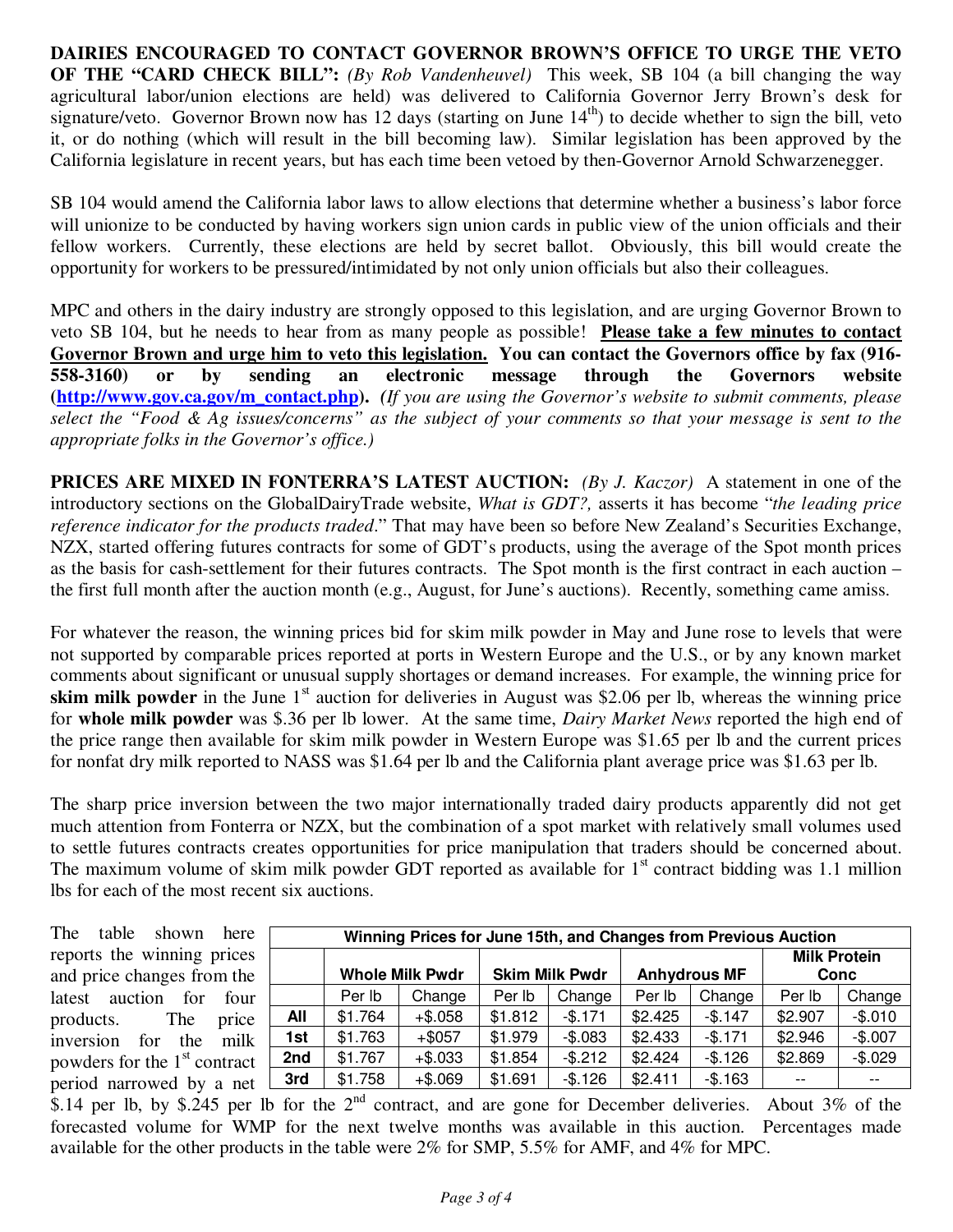**DAIRIES ENCOURAGED TO CONTACT GOVERNOR BROWN'S OFFICE TO URGE THE VETO OF THE "CARD CHECK BILL":** *(By Rob Vandenheuvel)* This week, SB 104 (a bill changing the way agricultural labor/union elections are held) was delivered to California Governor Jerry Brown's desk for signature/veto. Governor Brown now has 12 days (starting on June 14th) to decide whether to sign the bill, veto it, or do nothing (which will result in the bill becoming law). Similar legislation has been approved by the California legislature in recent years, but has each time been vetoed by then-Governor Arnold Schwarzenegger.

SB 104 would amend the California labor laws to allow elections that determine whether a business's labor force will unionize to be conducted by having workers sign union cards in public view of the union officials and their fellow workers. Currently, these elections are held by secret ballot. Obviously, this bill would create the opportunity for workers to be pressured/intimidated by not only union officials but also their colleagues.

MPC and others in the dairy industry are strongly opposed to this legislation, and are urging Governor Brown to veto SB 104, but he needs to hear from as many people as possible! **Please take a few minutes to contact Governor Brown and urge him to veto this legislation. You can contact the Governors office by fax (916-558-3160) or by sending an electronic message through the Governors website (http://www.gov.ca.gov/m_contact.php).** ***(****If you are using the Governor's website to submit comments, please select the "Food & Ag issues/concerns" as the subject of your comments so that your message is sent to the appropriate folks in the Governor's office.)*

**PRICES ARE MIXED IN FONTERRA'S LATEST AUCTION:** *(By J. Kaczor)* A statement in one of the introductory sections on the GlobalDairyTrade website, *What is GDT?,* asserts it has become "*the leading price reference indicator for the products traded*." That may have been so before New Zealand's Securities Exchange, NZX, started offering futures contracts for some of GDT's products, using the average of the Spot month prices as the basis for cash-settlement for their futures contracts. The Spot month is the first contract in each auction – the first full month after the auction month (e.g., August, for June's auctions). Recently, something came amiss.

For whatever the reason, the winning prices bid for skim milk powder in May and June rose to levels that were not supported by comparable prices reported at ports in Western Europe and the U.S., or by any known market comments about significant or unusual supply shortages or demand increases. For example, the winning price for **skim milk powder** in the June 1st auction for deliveries in August was $2.06 per lb, whereas the winning price for **whole milk powder** was $.36 per lb lower. At the same time, *Dairy Market News* reported the high end of the price range then available for skim milk powder in Western Europe was $1.65 per lb and the current prices for nonfat dry milk reported to NASS was $1.64 per lb and the California plant average price was $1.63 per lb.

The sharp price inversion between the two major internationally traded dairy products apparently did not get much attention from Fonterra or NZX, but the combination of a spot market with relatively small volumes used to settle futures contracts creates opportunities for price manipulation that traders should be concerned about. The maximum volume of skim milk powder GDT reported as available for 1st contract bidding was 1.1 million lbs for each of the most recent six auctions.

**Winning Prices for June 15th, and Changes from Previous Auction**

| | Whole Milk Pwdr | | Skim Milk Pwdr | | Anhydrous MF | | Milk Protein Conc | |
|---|---|---|---|---|---|---|---|---|
| | Per lb | Change | Per lb | Change | Per lb | Change | Per lb | Change |
| **All** | $1.764 | +$.058 | $1.812 | -$.171 | $2.425 | -$.147 | $2.907 | -$.010 |
| **1st** | $1.763 | +$057 | $1.979 | -$.083 | $2.433 | -$.171 | $2.946 | -$.007 |
| **2nd** | $1.767 | +$.033 | $1.854 | -$.212 | $2.424 | -$.126 | $2.869 | -$.029 |
| **3rd** | $1.758 | +$.069 | $1.691 | -$.126 | $2.411 | -$.163 | -- | -- |

The table shown here reports the winning prices and price changes from the latest auction for four products. The price inversion for the milk powders for the 1st contract period narrowed by a net $.14 per lb, by $.245 per lb for the 2nd contract, and are gone for December deliveries. About 3% of the forecasted volume for WMP for the next twelve months was available in this auction. Percentages made available for the other products in the table were 2% for SMP, 5.5% for AMF, and 4% for MPC.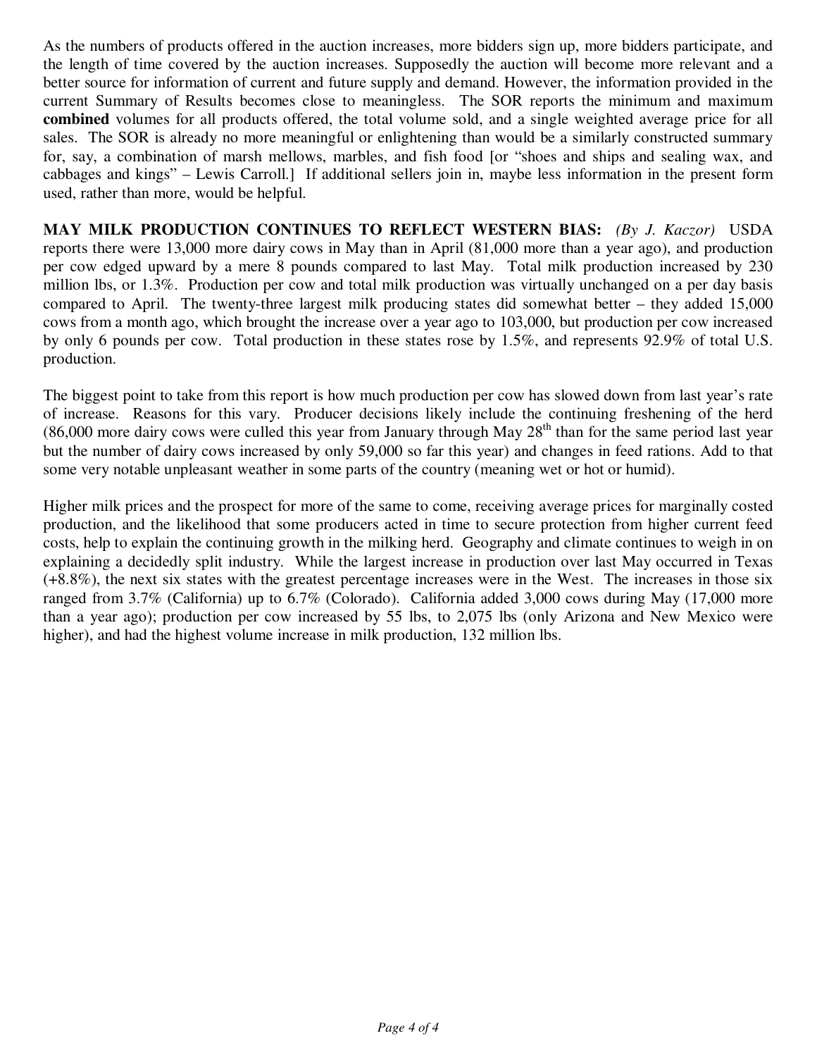As the numbers of products offered in the auction increases, more bidders sign up, more bidders participate, and the length of time covered by the auction increases. Supposedly the auction will become more relevant and a better source for information of current and future supply and demand. However, the information provided in the current Summary of Results becomes close to meaningless. The SOR reports the minimum and maximum **combined** volumes for all products offered, the total volume sold, and a single weighted average price for all sales. The SOR is already no more meaningful or enlightening than would be a similarly constructed summary for, say, a combination of marsh mellows, marbles, and fish food [or "shoes and ships and sealing wax, and cabbages and kings" – Lewis Carroll.] If additional sellers join in, maybe less information in the present form used, rather than more, would be helpful.

**MAY MILK PRODUCTION CONTINUES TO REFLECT WESTERN BIAS:** *(By J. Kaczor)* USDA reports there were 13,000 more dairy cows in May than in April (81,000 more than a year ago), and production per cow edged upward by a mere 8 pounds compared to last May. Total milk production increased by 230 million lbs, or 1.3%. Production per cow and total milk production was virtually unchanged on a per day basis compared to April. The twenty-three largest milk producing states did somewhat better – they added 15,000 cows from a month ago, which brought the increase over a year ago to 103,000, but production per cow increased by only 6 pounds per cow. Total production in these states rose by 1.5%, and represents 92.9% of total U.S. production.

The biggest point to take from this report is how much production per cow has slowed down from last year's rate of increase. Reasons for this vary. Producer decisions likely include the continuing freshening of the herd (86,000 more dairy cows were culled this year from January through May 28th than for the same period last year but the number of dairy cows increased by only 59,000 so far this year) and changes in feed rations. Add to that some very notable unpleasant weather in some parts of the country (meaning wet or hot or humid).

Higher milk prices and the prospect for more of the same to come, receiving average prices for marginally costed production, and the likelihood that some producers acted in time to secure protection from higher current feed costs, help to explain the continuing growth in the milking herd. Geography and climate continues to weigh in on explaining a decidedly split industry. While the largest increase in production over last May occurred in Texas (+8.8%), the next six states with the greatest percentage increases were in the West. The increases in those six ranged from 3.7% (California) up to 6.7% (Colorado). California added 3,000 cows during May (17,000 more than a year ago); production per cow increased by 55 lbs, to 2,075 lbs (only Arizona and New Mexico were higher), and had the highest volume increase in milk production, 132 million lbs.